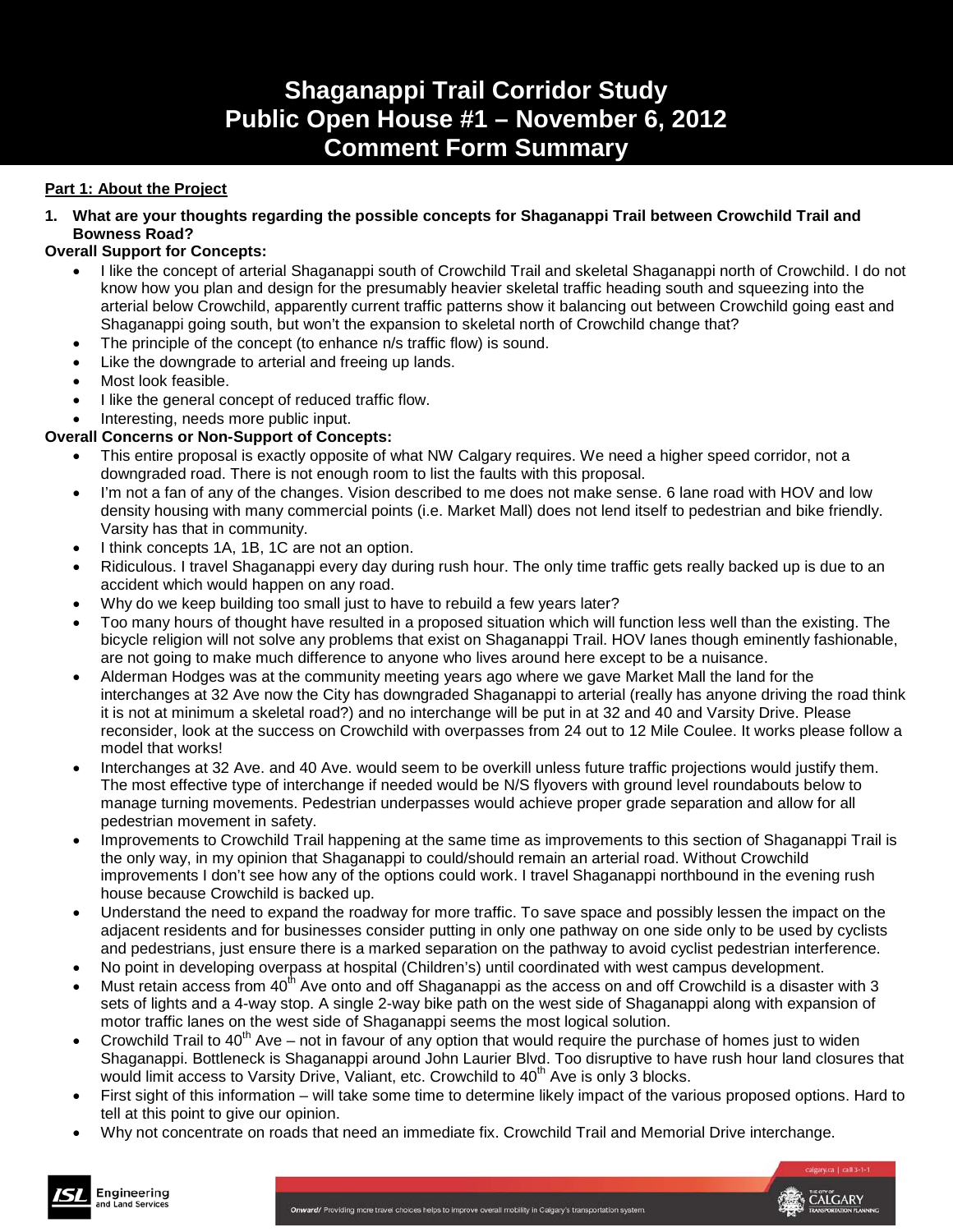# Shaganappi Trail Corridor Study
# Public Open House #1 – November 6, 2012
# Comment Form Summary

**Part 1: About the Project**

**1. What are your thoughts regarding the possible concepts for Shaganappi Trail between Crowchild Trail and Bowness Road?**

**Overall Support for Concepts:**

- I like the concept of arterial Shaganappi south of Crowchild Trail and skeletal Shaganappi north of Crowchild. I do not know how you plan and design for the presumably heavier skeletal traffic heading south and squeezing into the arterial below Crowchild, apparently current traffic patterns show it balancing out between Crowchild going east and Shaganappi going south, but won't the expansion to skeletal north of Crowchild change that?
- The principle of the concept (to enhance n/s traffic flow) is sound.
- Like the downgrade to arterial and freeing up lands.
- Most look feasible.
- I like the general concept of reduced traffic flow.
- Interesting, needs more public input.

**Overall Concerns or Non-Support of Concepts:**

- This entire proposal is exactly opposite of what NW Calgary requires. We need a higher speed corridor, not a downgraded road. There is not enough room to list the faults with this proposal.
- I'm not a fan of any of the changes. Vision described to me does not make sense. 6 lane road with HOV and low density housing with many commercial points (i.e. Market Mall) does not lend itself to pedestrian and bike friendly. Varsity has that in community.
- I think concepts 1A, 1B, 1C are not an option.
- Ridiculous. I travel Shaganappi every day during rush hour. The only time traffic gets really backed up is due to an accident which would happen on any road.
- Why do we keep building too small just to have to rebuild a few years later?
- Too many hours of thought have resulted in a proposed situation which will function less well than the existing. The bicycle religion will not solve any problems that exist on Shaganappi Trail. HOV lanes though eminently fashionable, are not going to make much difference to anyone who lives around here except to be a nuisance.
- Alderman Hodges was at the community meeting years ago where we gave Market Mall the land for the interchanges at 32 Ave now the City has downgraded Shaganappi to arterial (really has anyone driving the road think it is not at minimum a skeletal road?) and no interchange will be put in at 32 and 40 and Varsity Drive. Please reconsider, look at the success on Crowchild with overpasses from 24 out to 12 Mile Coulee. It works please follow a model that works!
- Interchanges at 32 Ave. and 40 Ave. would seem to be overkill unless future traffic projections would justify them. The most effective type of interchange if needed would be N/S flyovers with ground level roundabouts below to manage turning movements. Pedestrian underpasses would achieve proper grade separation and allow for all pedestrian movement in safety.
- Improvements to Crowchild Trail happening at the same time as improvements to this section of Shaganappi Trail is the only way, in my opinion that Shaganappi to could/should remain an arterial road. Without Crowchild improvements I don't see how any of the options could work. I travel Shaganappi northbound in the evening rush house because Crowchild is backed up.
- Understand the need to expand the roadway for more traffic. To save space and possibly lessen the impact on the adjacent residents and for businesses consider putting in only one pathway on one side only to be used by cyclists and pedestrians, just ensure there is a marked separation on the pathway to avoid cyclist pedestrian interference.
- No point in developing overpass at hospital (Children's) until coordinated with west campus development.
- Must retain access from 40th Ave onto and off Shaganappi as the access on and off Crowchild is a disaster with 3 sets of lights and a 4-way stop. A single 2-way bike path on the west side of Shaganappi along with expansion of motor traffic lanes on the west side of Shaganappi seems the most logical solution.
- Crowchild Trail to 40th Ave – not in favour of any option that would require the purchase of homes just to widen Shaganappi. Bottleneck is Shaganappi around John Laurier Blvd. Too disruptive to have rush hour land closures that would limit access to Varsity Drive, Valiant, etc. Crowchild to 40th Ave is only 3 blocks.
- First sight of this information – will take some time to determine likely impact of the various proposed options. Hard to tell at this point to give our opinion.
- Why not concentrate on roads that need an immediate fix. Crowchild Trail and Memorial Drive interchange.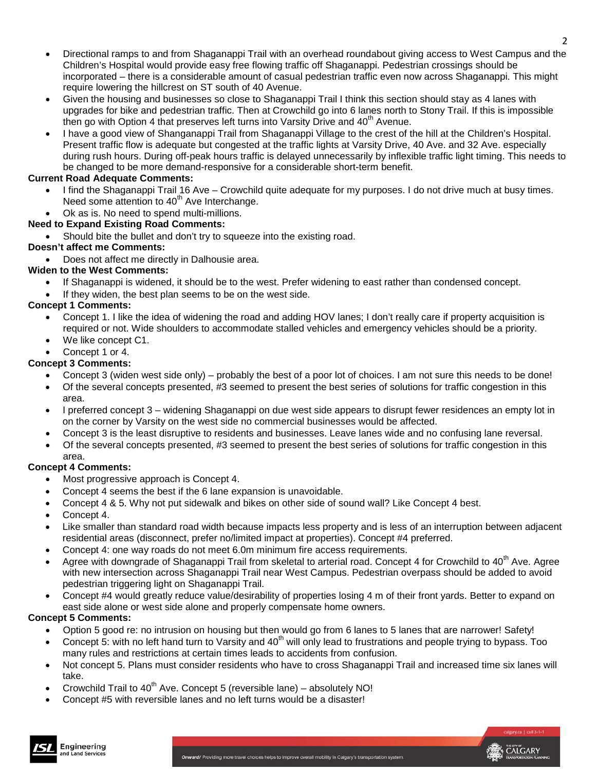- Directional ramps to and from Shaganappi Trail with an overhead roundabout giving access to West Campus and the Children's Hospital would provide easy free flowing traffic off Shaganappi. Pedestrian crossings should be incorporated – there is a considerable amount of casual pedestrian traffic even now across Shaganappi. This might require lowering the hillcrest on ST south of 40 Avenue.
- Given the housing and businesses so close to Shaganappi Trail I think this section should stay as 4 lanes with upgrades for bike and pedestrian traffic. Then at Crowchild go into 6 lanes north to Stony Trail. If this is impossible then go with Option 4 that preserves left turns into Varsity Drive and 40th Avenue.
- I have a good view of Shanganappi Trail from Shaganappi Village to the crest of the hill at the Children's Hospital. Present traffic flow is adequate but congested at the traffic lights at Varsity Drive, 40 Ave. and 32 Ave. especially during rush hours. During off-peak hours traffic is delayed unnecessarily by inflexible traffic light timing. This needs to be changed to be more demand-responsive for a considerable short-term benefit.

**Current Road Adequate Comments:**

- I find the Shaganappi Trail 16 Ave – Crowchild quite adequate for my purposes. I do not drive much at busy times. Need some attention to 40th Ave Interchange.
- Ok as is. No need to spend multi-millions.

**Need to Expand Existing Road Comments:**

- Should bite the bullet and don't try to squeeze into the existing road.

**Doesn't affect me Comments:**

- Does not affect me directly in Dalhousie area.

**Widen to the West Comments:**

- If Shaganappi is widened, it should be to the west. Prefer widening to east rather than condensed concept.
- If they widen, the best plan seems to be on the west side.

**Concept 1 Comments:**

- Concept 1. I like the idea of widening the road and adding HOV lanes; I don't really care if property acquisition is required or not. Wide shoulders to accommodate stalled vehicles and emergency vehicles should be a priority.
- We like concept C1.
- Concept 1 or 4.

**Concept 3 Comments:**

- Concept 3 (widen west side only) – probably the best of a poor lot of choices. I am not sure this needs to be done!
- Of the several concepts presented, #3 seemed to present the best series of solutions for traffic congestion in this area.
- I preferred concept 3 – widening Shaganappi on due west side appears to disrupt fewer residences an empty lot in on the corner by Varsity on the west side no commercial businesses would be affected.
- Concept 3 is the least disruptive to residents and businesses. Leave lanes wide and no confusing lane reversal.
- Of the several concepts presented, #3 seemed to present the best series of solutions for traffic congestion in this area.

**Concept 4 Comments:**

- Most progressive approach is Concept 4.
- Concept 4 seems the best if the 6 lane expansion is unavoidable.
- Concept 4 & 5. Why not put sidewalk and bikes on other side of sound wall? Like Concept 4 best.
- Concept 4.
- Like smaller than standard road width because impacts less property and is less of an interruption between adjacent residential areas (disconnect, prefer no/limited impact at properties). Concept #4 preferred.
- Concept 4: one way roads do not meet 6.0m minimum fire access requirements.
- Agree with downgrade of Shaganappi Trail from skeletal to arterial road. Concept 4 for Crowchild to 40th Ave. Agree with new intersection across Shaganappi Trail near West Campus. Pedestrian overpass should be added to avoid pedestrian triggering light on Shaganappi Trail.
- Concept #4 would greatly reduce value/desirability of properties losing 4 m of their front yards. Better to expand on east side alone or west side alone and properly compensate home owners.

**Concept 5 Comments:**

- Option 5 good re: no intrusion on housing but then would go from 6 lanes to 5 lanes that are narrower! Safety!
- Concept 5: with no left hand turn to Varsity and 40th will only lead to frustrations and people trying to bypass. Too many rules and restrictions at certain times leads to accidents from confusion.
- Not concept 5. Plans must consider residents who have to cross Shaganappi Trail and increased time six lanes will take.
- Crowchild Trail to 40th Ave. Concept 5 (reversible lane) – absolutely NO!
- Concept #5 with reversible lanes and no left turns would be a disaster!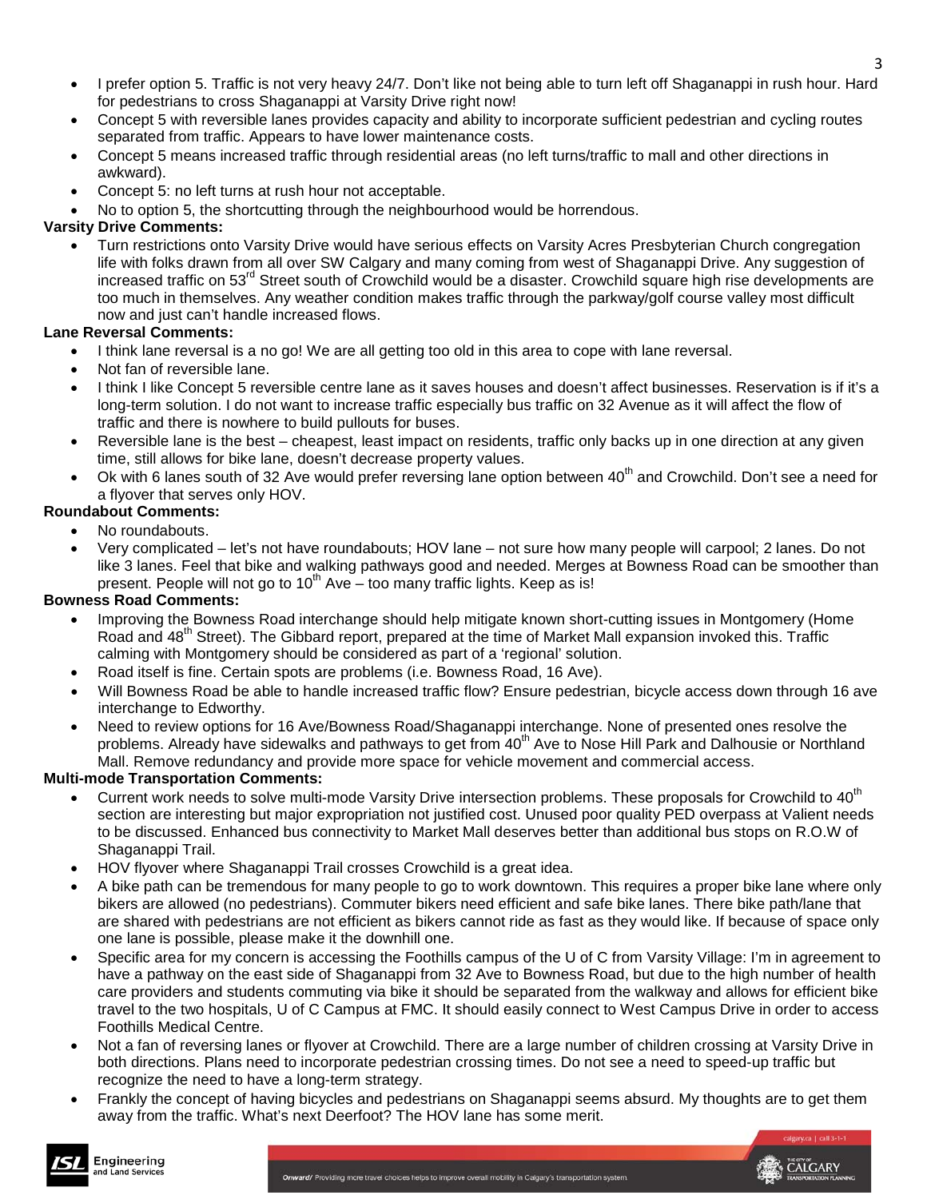- I prefer option 5. Traffic is not very heavy 24/7. Don't like not being able to turn left off Shaganappi in rush hour. Hard for pedestrians to cross Shaganappi at Varsity Drive right now!
- Concept 5 with reversible lanes provides capacity and ability to incorporate sufficient pedestrian and cycling routes separated from traffic. Appears to have lower maintenance costs.
- Concept 5 means increased traffic through residential areas (no left turns/traffic to mall and other directions in awkward).
- Concept 5: no left turns at rush hour not acceptable.
- No to option 5, the shortcutting through the neighbourhood would be horrendous.

**Varsity Drive Comments:**

- Turn restrictions onto Varsity Drive would have serious effects on Varsity Acres Presbyterian Church congregation life with folks drawn from all over SW Calgary and many coming from west of Shaganappi Drive. Any suggestion of increased traffic on 53rd Street south of Crowchild would be a disaster. Crowchild square high rise developments are too much in themselves. Any weather condition makes traffic through the parkway/golf course valley most difficult now and just can't handle increased flows.

**Lane Reversal Comments:**

- I think lane reversal is a no go! We are all getting too old in this area to cope with lane reversal.
- Not fan of reversible lane.
- I think I like Concept 5 reversible centre lane as it saves houses and doesn't affect businesses. Reservation is if it's a long-term solution. I do not want to increase traffic especially bus traffic on 32 Avenue as it will affect the flow of traffic and there is nowhere to build pullouts for buses.
- Reversible lane is the best – cheapest, least impact on residents, traffic only backs up in one direction at any given time, still allows for bike lane, doesn't decrease property values.
- Ok with 6 lanes south of 32 Ave would prefer reversing lane option between 40th and Crowchild. Don't see a need for a flyover that serves only HOV.

**Roundabout Comments:**

- No roundabouts.
- Very complicated – let's not have roundabouts; HOV lane – not sure how many people will carpool; 2 lanes. Do not like 3 lanes. Feel that bike and walking pathways good and needed. Merges at Bowness Road can be smoother than present. People will not go to 10th Ave – too many traffic lights. Keep as is!

**Bowness Road Comments:**

- Improving the Bowness Road interchange should help mitigate known short-cutting issues in Montgomery (Home Road and 48th Street). The Gibbard report, prepared at the time of Market Mall expansion invoked this. Traffic calming with Montgomery should be considered as part of a 'regional' solution.
- Road itself is fine. Certain spots are problems (i.e. Bowness Road, 16 Ave).
- Will Bowness Road be able to handle increased traffic flow? Ensure pedestrian, bicycle access down through 16 ave interchange to Edworthy.
- Need to review options for 16 Ave/Bowness Road/Shaganappi interchange. None of presented ones resolve the problems. Already have sidewalks and pathways to get from 40th Ave to Nose Hill Park and Dalhousie or Northland Mall. Remove redundancy and provide more space for vehicle movement and commercial access.

**Multi-mode Transportation Comments:**

- Current work needs to solve multi-mode Varsity Drive intersection problems. These proposals for Crowchild to 40th section are interesting but major expropriation not justified cost. Unused poor quality PED overpass at Valient needs to be discussed. Enhanced bus connectivity to Market Mall deserves better than additional bus stops on R.O.W of Shaganappi Trail.
- HOV flyover where Shaganappi Trail crosses Crowchild is a great idea.
- A bike path can be tremendous for many people to go to work downtown. This requires a proper bike lane where only bikers are allowed (no pedestrians). Commuter bikers need efficient and safe bike lanes. There bike path/lane that are shared with pedestrians are not efficient as bikers cannot ride as fast as they would like. If because of space only one lane is possible, please make it the downhill one.
- Specific area for my concern is accessing the Foothills campus of the U of C from Varsity Village: I'm in agreement to have a pathway on the east side of Shaganappi from 32 Ave to Bowness Road, but due to the high number of health care providers and students commuting via bike it should be separated from the walkway and allows for efficient bike travel to the two hospitals, U of C Campus at FMC. It should easily connect to West Campus Drive in order to access Foothills Medical Centre.
- Not a fan of reversing lanes or flyover at Crowchild. There are a large number of children crossing at Varsity Drive in both directions. Plans need to incorporate pedestrian crossing times. Do not see a need to speed-up traffic but recognize the need to have a long-term strategy.
- Frankly the concept of having bicycles and pedestrians on Shaganappi seems absurd. My thoughts are to get them away from the traffic. What's next Deerfoot? The HOV lane has some merit.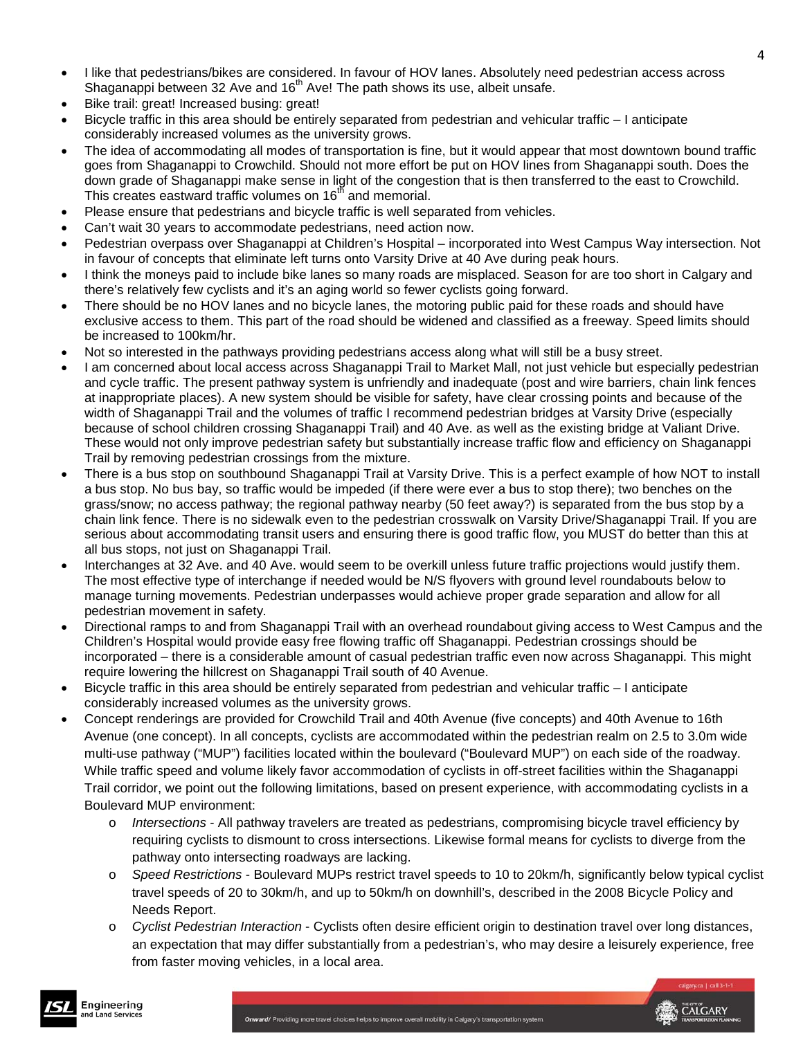- I like that pedestrians/bikes are considered. In favour of HOV lanes. Absolutely need pedestrian access across Shaganappi between 32 Ave and 16th Ave! The path shows its use, albeit unsafe.
- Bike trail: great! Increased busing: great!
- Bicycle traffic in this area should be entirely separated from pedestrian and vehicular traffic – I anticipate considerably increased volumes as the university grows.
- The idea of accommodating all modes of transportation is fine, but it would appear that most downtown bound traffic goes from Shaganappi to Crowchild. Should not more effort be put on HOV lines from Shaganappi south. Does the down grade of Shaganappi make sense in light of the congestion that is then transferred to the east to Crowchild. This creates eastward traffic volumes on 16th and memorial.
- Please ensure that pedestrians and bicycle traffic is well separated from vehicles.
- Can't wait 30 years to accommodate pedestrians, need action now.
- Pedestrian overpass over Shaganappi at Children's Hospital – incorporated into West Campus Way intersection. Not in favour of concepts that eliminate left turns onto Varsity Drive at 40 Ave during peak hours.
- I think the moneys paid to include bike lanes so many roads are misplaced. Season for are too short in Calgary and there's relatively few cyclists and it's an aging world so fewer cyclists going forward.
- There should be no HOV lanes and no bicycle lanes, the motoring public paid for these roads and should have exclusive access to them. This part of the road should be widened and classified as a freeway. Speed limits should be increased to 100km/hr.
- Not so interested in the pathways providing pedestrians access along what will still be a busy street.
- I am concerned about local access across Shaganappi Trail to Market Mall, not just vehicle but especially pedestrian and cycle traffic. The present pathway system is unfriendly and inadequate (post and wire barriers, chain link fences at inappropriate places). A new system should be visible for safety, have clear crossing points and because of the width of Shaganappi Trail and the volumes of traffic I recommend pedestrian bridges at Varsity Drive (especially because of school children crossing Shaganappi Trail) and 40 Ave. as well as the existing bridge at Valiant Drive. These would not only improve pedestrian safety but substantially increase traffic flow and efficiency on Shaganappi Trail by removing pedestrian crossings from the mixture.
- There is a bus stop on southbound Shaganappi Trail at Varsity Drive. This is a perfect example of how NOT to install a bus stop. No bus bay, so traffic would be impeded (if there were ever a bus to stop there); two benches on the grass/snow; no access pathway; the regional pathway nearby (50 feet away?) is separated from the bus stop by a chain link fence. There is no sidewalk even to the pedestrian crosswalk on Varsity Drive/Shaganappi Trail. If you are serious about accommodating transit users and ensuring there is good traffic flow, you MUST do better than this at all bus stops, not just on Shaganappi Trail.
- Interchanges at 32 Ave. and 40 Ave. would seem to be overkill unless future traffic projections would justify them. The most effective type of interchange if needed would be N/S flyovers with ground level roundabouts below to manage turning movements. Pedestrian underpasses would achieve proper grade separation and allow for all pedestrian movement in safety.
- Directional ramps to and from Shaganappi Trail with an overhead roundabout giving access to West Campus and the Children's Hospital would provide easy free flowing traffic off Shaganappi. Pedestrian crossings should be incorporated – there is a considerable amount of casual pedestrian traffic even now across Shaganappi. This might require lowering the hillcrest on Shaganappi Trail south of 40 Avenue.
- Bicycle traffic in this area should be entirely separated from pedestrian and vehicular traffic – I anticipate considerably increased volumes as the university grows.
- Concept renderings are provided for Crowchild Trail and 40th Avenue (five concepts) and 40th Avenue to 16th Avenue (one concept). In all concepts, cyclists are accommodated within the pedestrian realm on 2.5 to 3.0m wide multi-use pathway ("MUP") facilities located within the boulevard ("Boulevard MUP") on each side of the roadway. While traffic speed and volume likely favor accommodation of cyclists in off-street facilities within the Shaganappi Trail corridor, we point out the following limitations, based on present experience, with accommodating cyclists in a Boulevard MUP environment:
  - *Intersections* - All pathway travelers are treated as pedestrians, compromising bicycle travel efficiency by requiring cyclists to dismount to cross intersections. Likewise formal means for cyclists to diverge from the pathway onto intersecting roadways are lacking.
  - *Speed Restrictions* - Boulevard MUPs restrict travel speeds to 10 to 20km/h, significantly below typical cyclist travel speeds of 20 to 30km/h, and up to 50km/h on downhill's, described in the 2008 Bicycle Policy and Needs Report.
  - *Cyclist Pedestrian Interaction* - Cyclists often desire efficient origin to destination travel over long distances, an expectation that may differ substantially from a pedestrian's, who may desire a leisurely experience, free from faster moving vehicles, in a local area.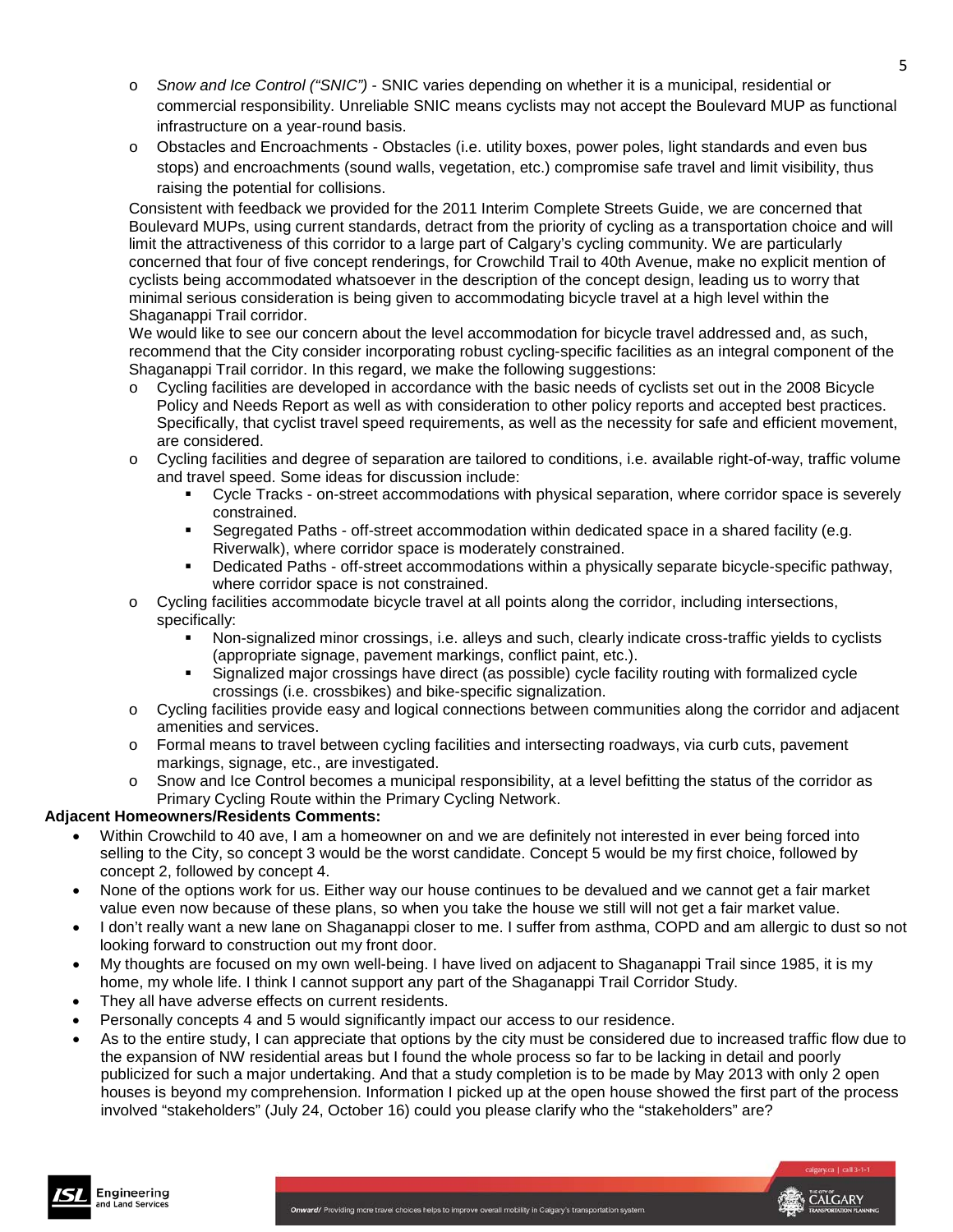- *Snow and Ice Control ("SNIC")* - SNIC varies depending on whether it is a municipal, residential or commercial responsibility. Unreliable SNIC means cyclists may not accept the Boulevard MUP as functional infrastructure on a year-round basis.
- Obstacles and Encroachments - Obstacles (i.e. utility boxes, power poles, light standards and even bus stops) and encroachments (sound walls, vegetation, etc.) compromise safe travel and limit visibility, thus raising the potential for collisions.

Consistent with feedback we provided for the 2011 Interim Complete Streets Guide, we are concerned that Boulevard MUPs, using current standards, detract from the priority of cycling as a transportation choice and will limit the attractiveness of this corridor to a large part of Calgary's cycling community. We are particularly concerned that four of five concept renderings, for Crowchild Trail to 40th Avenue, make no explicit mention of cyclists being accommodated whatsoever in the description of the concept design, leading us to worry that minimal serious consideration is being given to accommodating bicycle travel at a high level within the Shaganappi Trail corridor.

We would like to see our concern about the level accommodation for bicycle travel addressed and, as such, recommend that the City consider incorporating robust cycling-specific facilities as an integral component of the Shaganappi Trail corridor. In this regard, we make the following suggestions:

- Cycling facilities are developed in accordance with the basic needs of cyclists set out in the 2008 Bicycle Policy and Needs Report as well as with consideration to other policy reports and accepted best practices. Specifically, that cyclist travel speed requirements, as well as the necessity for safe and efficient movement, are considered.
- Cycling facilities and degree of separation are tailored to conditions, i.e. available right-of-way, traffic volume and travel speed. Some ideas for discussion include:
  - Cycle Tracks - on-street accommodations with physical separation, where corridor space is severely constrained.
  - Segregated Paths - off-street accommodation within dedicated space in a shared facility (e.g. Riverwalk), where corridor space is moderately constrained.
  - Dedicated Paths - off-street accommodations within a physically separate bicycle-specific pathway, where corridor space is not constrained.
- Cycling facilities accommodate bicycle travel at all points along the corridor, including intersections, specifically:
  - Non-signalized minor crossings, i.e. alleys and such, clearly indicate cross-traffic yields to cyclists (appropriate signage, pavement markings, conflict paint, etc.).
  - Signalized major crossings have direct (as possible) cycle facility routing with formalized cycle crossings (i.e. crossbikes) and bike-specific signalization.
- Cycling facilities provide easy and logical connections between communities along the corridor and adjacent amenities and services.
- Formal means to travel between cycling facilities and intersecting roadways, via curb cuts, pavement markings, signage, etc., are investigated.
- Snow and Ice Control becomes a municipal responsibility, at a level befitting the status of the corridor as Primary Cycling Route within the Primary Cycling Network.

**Adjacent Homeowners/Residents Comments:**

- Within Crowchild to 40 ave, I am a homeowner on and we are definitely not interested in ever being forced into selling to the City, so concept 3 would be the worst candidate. Concept 5 would be my first choice, followed by concept 2, followed by concept 4.
- None of the options work for us. Either way our house continues to be devalued and we cannot get a fair market value even now because of these plans, so when you take the house we still will not get a fair market value.
- I don't really want a new lane on Shaganappi closer to me. I suffer from asthma, COPD and am allergic to dust so not looking forward to construction out my front door.
- My thoughts are focused on my own well-being. I have lived on adjacent to Shaganappi Trail since 1985, it is my home, my whole life. I think I cannot support any part of the Shaganappi Trail Corridor Study.
- They all have adverse effects on current residents.
- Personally concepts 4 and 5 would significantly impact our access to our residence.
- As to the entire study, I can appreciate that options by the city must be considered due to increased traffic flow due to the expansion of NW residential areas but I found the whole process so far to be lacking in detail and poorly publicized for such a major undertaking. And that a study completion is to be made by May 2013 with only 2 open houses is beyond my comprehension. Information I picked up at the open house showed the first part of the process involved "stakeholders" (July 24, October 16) could you please clarify who the "stakeholders" are?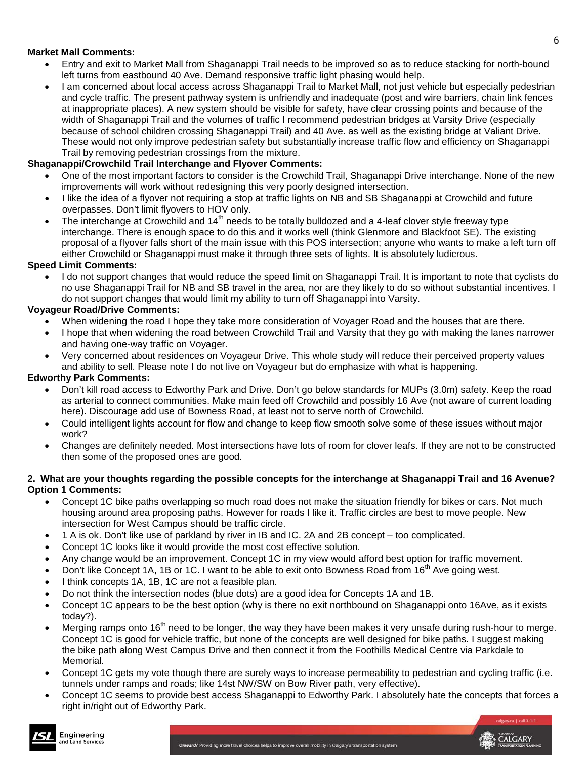**Market Mall Comments:**

- Entry and exit to Market Mall from Shaganappi Trail needs to be improved so as to reduce stacking for north-bound left turns from eastbound 40 Ave. Demand responsive traffic light phasing would help.
- I am concerned about local access across Shaganappi Trail to Market Mall, not just vehicle but especially pedestrian and cycle traffic. The present pathway system is unfriendly and inadequate (post and wire barriers, chain link fences at inappropriate places). A new system should be visible for safety, have clear crossing points and because of the width of Shaganappi Trail and the volumes of traffic I recommend pedestrian bridges at Varsity Drive (especially because of school children crossing Shaganappi Trail) and 40 Ave. as well as the existing bridge at Valiant Drive. These would not only improve pedestrian safety but substantially increase traffic flow and efficiency on Shaganappi Trail by removing pedestrian crossings from the mixture.

**Shaganappi/Crowchild Trail Interchange and Flyover Comments:**

- One of the most important factors to consider is the Crowchild Trail, Shaganappi Drive interchange. None of the new improvements will work without redesigning this very poorly designed intersection.
- I like the idea of a flyover not requiring a stop at traffic lights on NB and SB Shaganappi at Crowchild and future overpasses. Don't limit flyovers to HOV only.
- The interchange at Crowchild and 14th needs to be totally bulldozed and a 4-leaf clover style freeway type interchange. There is enough space to do this and it works well (think Glenmore and Blackfoot SE). The existing proposal of a flyover falls short of the main issue with this POS intersection; anyone who wants to make a left turn off either Crowchild or Shaganappi must make it through three sets of lights. It is absolutely ludicrous.

**Speed Limit Comments:**

- I do not support changes that would reduce the speed limit on Shaganappi Trail. It is important to note that cyclists do no use Shaganappi Trail for NB and SB travel in the area, nor are they likely to do so without substantial incentives. I do not support changes that would limit my ability to turn off Shaganappi into Varsity.

**Voyageur Road/Drive Comments:**

- When widening the road I hope they take more consideration of Voyager Road and the houses that are there.
- I hope that when widening the road between Crowchild Trail and Varsity that they go with making the lanes narrower and having one-way traffic on Voyager.
- Very concerned about residences on Voyageur Drive. This whole study will reduce their perceived property values and ability to sell. Please note I do not live on Voyageur but do emphasize with what is happening.

**Edworthy Park Comments:**

- Don't kill road access to Edworthy Park and Drive. Don't go below standards for MUPs (3.0m) safety. Keep the road as arterial to connect communities. Make main feed off Crowchild and possibly 16 Ave (not aware of current loading here). Discourage add use of Bowness Road, at least not to serve north of Crowchild.
- Could intelligent lights account for flow and change to keep flow smooth solve some of these issues without major work?
- Changes are definitely needed. Most intersections have lots of room for clover leafs. If they are not to be constructed then some of the proposed ones are good.

**2. What are your thoughts regarding the possible concepts for the interchange at Shaganappi Trail and 16 Avenue?**

**Option 1 Comments:**

- Concept 1C bike paths overlapping so much road does not make the situation friendly for bikes or cars. Not much housing around area proposing paths. However for roads I like it. Traffic circles are best to move people. New intersection for West Campus should be traffic circle.
- 1 A is ok. Don't like use of parkland by river in IB and IC. 2A and 2B concept – too complicated.
- Concept 1C looks like it would provide the most cost effective solution.
- Any change would be an improvement. Concept 1C in my view would afford best option for traffic movement.
- Don't like Concept 1A, 1B or 1C. I want to be able to exit onto Bowness Road from 16th Ave going west.
- I think concepts 1A, 1B, 1C are not a feasible plan.
- Do not think the intersection nodes (blue dots) are a good idea for Concepts 1A and 1B.
- Concept 1C appears to be the best option (why is there no exit northbound on Shaganappi onto 16Ave, as it exists today?).
- Merging ramps onto 16th need to be longer, the way they have been makes it very unsafe during rush-hour to merge. Concept 1C is good for vehicle traffic, but none of the concepts are well designed for bike paths. I suggest making the bike path along West Campus Drive and then connect it from the Foothills Medical Centre via Parkdale to Memorial.
- Concept 1C gets my vote though there are surely ways to increase permeability to pedestrian and cycling traffic (i.e. tunnels under ramps and roads; like 14st NW/SW on Bow River path, very effective).
- Concept 1C seems to provide best access Shaganappi to Edworthy Park. I absolutely hate the concepts that forces a right in/right out of Edworthy Park.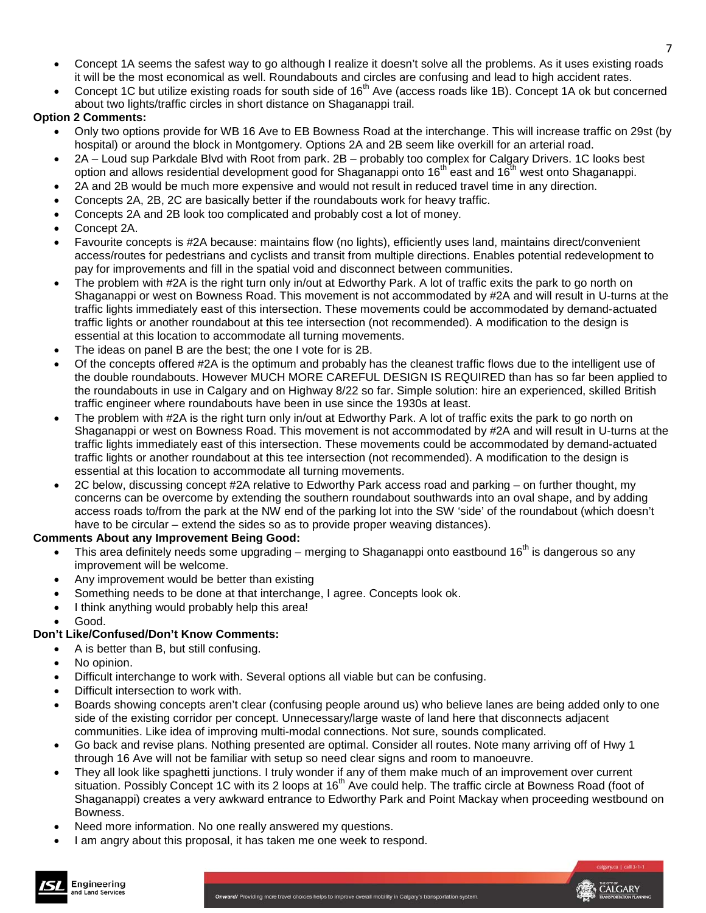- Concept 1A seems the safest way to go although I realize it doesn't solve all the problems. As it uses existing roads it will be the most economical as well. Roundabouts and circles are confusing and lead to high accident rates.
- Concept 1C but utilize existing roads for south side of 16th Ave (access roads like 1B). Concept 1A ok but concerned about two lights/traffic circles in short distance on Shaganappi trail.

**Option 2 Comments:**

- Only two options provide for WB 16 Ave to EB Bowness Road at the interchange. This will increase traffic on 29st (by hospital) or around the block in Montgomery. Options 2A and 2B seem like overkill for an arterial road.
- 2A – Loud sup Parkdale Blvd with Root from park. 2B – probably too complex for Calgary Drivers. 1C looks best option and allows residential development good for Shaganappi onto 16th east and 16th west onto Shaganappi.
- 2A and 2B would be much more expensive and would not result in reduced travel time in any direction.
- Concepts 2A, 2B, 2C are basically better if the roundabouts work for heavy traffic.
- Concepts 2A and 2B look too complicated and probably cost a lot of money.
- Concept 2A.
- Favourite concepts is #2A because: maintains flow (no lights), efficiently uses land, maintains direct/convenient access/routes for pedestrians and cyclists and transit from multiple directions. Enables potential redevelopment to pay for improvements and fill in the spatial void and disconnect between communities.
- The problem with #2A is the right turn only in/out at Edworthy Park. A lot of traffic exits the park to go north on Shaganappi or west on Bowness Road. This movement is not accommodated by #2A and will result in U-turns at the traffic lights immediately east of this intersection. These movements could be accommodated by demand-actuated traffic lights or another roundabout at this tee intersection (not recommended). A modification to the design is essential at this location to accommodate all turning movements.
- The ideas on panel B are the best; the one I vote for is 2B.
- Of the concepts offered #2A is the optimum and probably has the cleanest traffic flows due to the intelligent use of the double roundabouts. However MUCH MORE CAREFUL DESIGN IS REQUIRED than has so far been applied to the roundabouts in use in Calgary and on Highway 8/22 so far. Simple solution: hire an experienced, skilled British traffic engineer where roundabouts have been in use since the 1930s at least.
- The problem with #2A is the right turn only in/out at Edworthy Park. A lot of traffic exits the park to go north on Shaganappi or west on Bowness Road. This movement is not accommodated by #2A and will result in U-turns at the traffic lights immediately east of this intersection. These movements could be accommodated by demand-actuated traffic lights or another roundabout at this tee intersection (not recommended). A modification to the design is essential at this location to accommodate all turning movements.
- 2C below, discussing concept #2A relative to Edworthy Park access road and parking – on further thought, my concerns can be overcome by extending the southern roundabout southwards into an oval shape, and by adding access roads to/from the park at the NW end of the parking lot into the SW 'side' of the roundabout (which doesn't have to be circular – extend the sides so as to provide proper weaving distances).

**Comments About any Improvement Being Good:**

- This area definitely needs some upgrading – merging to Shaganappi onto eastbound 16th is dangerous so any improvement will be welcome.
- Any improvement would be better than existing
- Something needs to be done at that interchange, I agree. Concepts look ok.
- I think anything would probably help this area!
- Good.

**Don't Like/Confused/Don't Know Comments:**

- A is better than B, but still confusing.
- No opinion.
- Difficult interchange to work with. Several options all viable but can be confusing.
- Difficult intersection to work with.
- Boards showing concepts aren't clear (confusing people around us) who believe lanes are being added only to one side of the existing corridor per concept. Unnecessary/large waste of land here that disconnects adjacent communities. Like idea of improving multi-modal connections. Not sure, sounds complicated.
- Go back and revise plans. Nothing presented are optimal. Consider all routes. Note many arriving off of Hwy 1 through 16 Ave will not be familiar with setup so need clear signs and room to manoeuvre.
- They all look like spaghetti junctions. I truly wonder if any of them make much of an improvement over current situation. Possibly Concept 1C with its 2 loops at 16th Ave could help. The traffic circle at Bowness Road (foot of Shaganappi) creates a very awkward entrance to Edworthy Park and Point Mackay when proceeding westbound on Bowness.
- Need more information. No one really answered my questions.
- I am angry about this proposal, it has taken me one week to respond.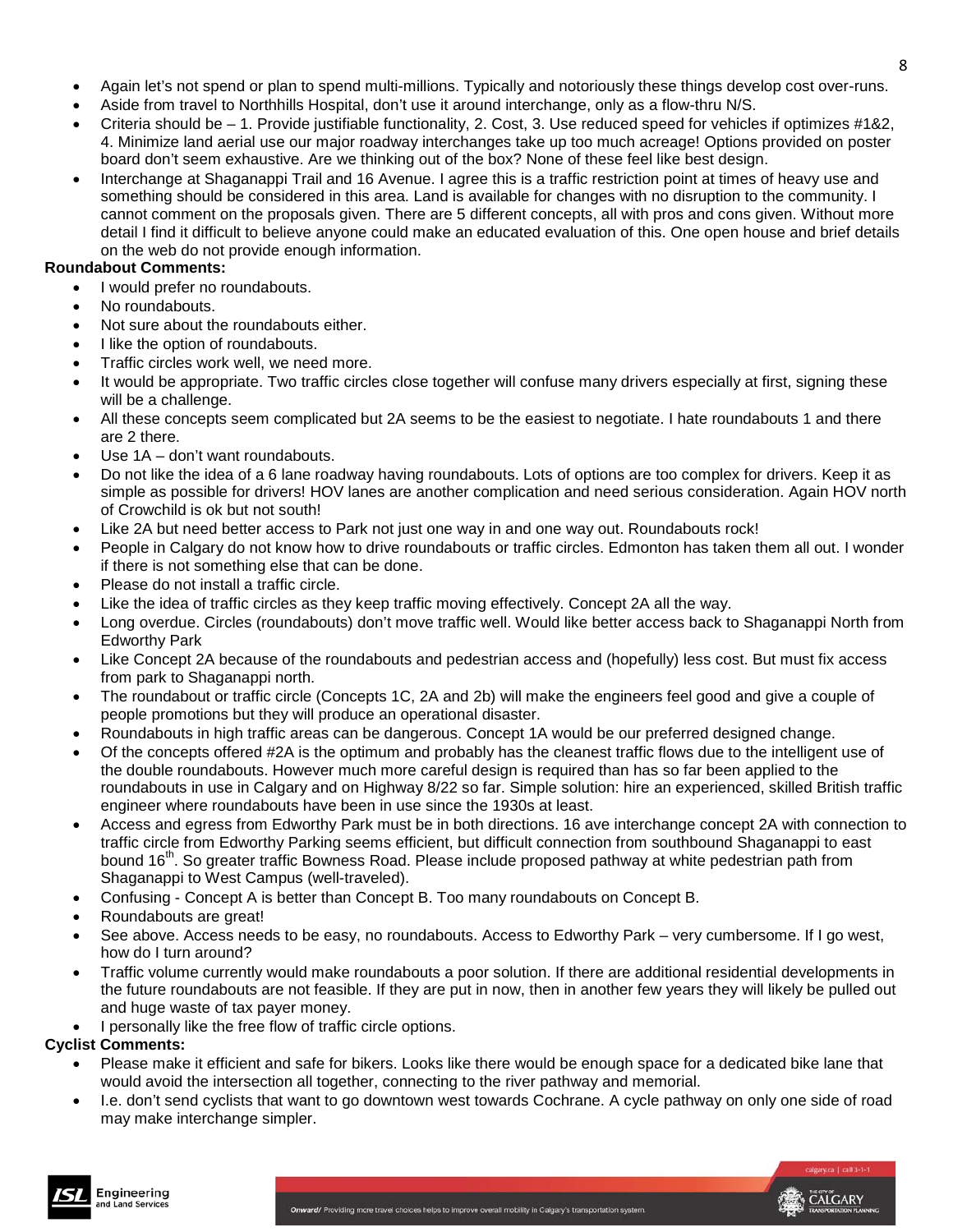- Again let's not spend or plan to spend multi-millions. Typically and notoriously these things develop cost over-runs.
- Aside from travel to Northhills Hospital, don't use it around interchange, only as a flow-thru N/S.
- Criteria should be – 1. Provide justifiable functionality, 2. Cost, 3. Use reduced speed for vehicles if optimizes #1&2, 4. Minimize land aerial use our major roadway interchanges take up too much acreage! Options provided on poster board don't seem exhaustive. Are we thinking out of the box? None of these feel like best design.
- Interchange at Shaganappi Trail and 16 Avenue. I agree this is a traffic restriction point at times of heavy use and something should be considered in this area. Land is available for changes with no disruption to the community. I cannot comment on the proposals given. There are 5 different concepts, all with pros and cons given. Without more detail I find it difficult to believe anyone could make an educated evaluation of this. One open house and brief details on the web do not provide enough information.

**Roundabout Comments:**

- I would prefer no roundabouts.
- No roundabouts.
- Not sure about the roundabouts either.
- I like the option of roundabouts.
- Traffic circles work well, we need more.
- It would be appropriate. Two traffic circles close together will confuse many drivers especially at first, signing these will be a challenge.
- All these concepts seem complicated but 2A seems to be the easiest to negotiate. I hate roundabouts 1 and there are 2 there.
- Use 1A – don't want roundabouts.
- Do not like the idea of a 6 lane roadway having roundabouts. Lots of options are too complex for drivers. Keep it as simple as possible for drivers! HOV lanes are another complication and need serious consideration. Again HOV north of Crowchild is ok but not south!
- Like 2A but need better access to Park not just one way in and one way out. Roundabouts rock!
- People in Calgary do not know how to drive roundabouts or traffic circles. Edmonton has taken them all out. I wonder if there is not something else that can be done.
- Please do not install a traffic circle.
- Like the idea of traffic circles as they keep traffic moving effectively. Concept 2A all the way.
- Long overdue. Circles (roundabouts) don't move traffic well. Would like better access back to Shaganappi North from Edworthy Park
- Like Concept 2A because of the roundabouts and pedestrian access and (hopefully) less cost. But must fix access from park to Shaganappi north.
- The roundabout or traffic circle (Concepts 1C, 2A and 2b) will make the engineers feel good and give a couple of people promotions but they will produce an operational disaster.
- Roundabouts in high traffic areas can be dangerous. Concept 1A would be our preferred designed change.
- Of the concepts offered #2A is the optimum and probably has the cleanest traffic flows due to the intelligent use of the double roundabouts. However much more careful design is required than has so far been applied to the roundabouts in use in Calgary and on Highway 8/22 so far. Simple solution: hire an experienced, skilled British traffic engineer where roundabouts have been in use since the 1930s at least.
- Access and egress from Edworthy Park must be in both directions. 16 ave interchange concept 2A with connection to traffic circle from Edworthy Parking seems efficient, but difficult connection from southbound Shaganappi to east bound 16th. So greater traffic Bowness Road. Please include proposed pathway at white pedestrian path from Shaganappi to West Campus (well-traveled).
- Confusing - Concept A is better than Concept B. Too many roundabouts on Concept B.
- Roundabouts are great!
- See above. Access needs to be easy, no roundabouts. Access to Edworthy Park – very cumbersome. If I go west, how do I turn around?
- Traffic volume currently would make roundabouts a poor solution. If there are additional residential developments in the future roundabouts are not feasible. If they are put in now, then in another few years they will likely be pulled out and huge waste of tax payer money.
- I personally like the free flow of traffic circle options.

**Cyclist Comments:**

- Please make it efficient and safe for bikers. Looks like there would be enough space for a dedicated bike lane that would avoid the intersection all together, connecting to the river pathway and memorial.
- I.e. don't send cyclists that want to go downtown west towards Cochrane. A cycle pathway on only one side of road may make interchange simpler.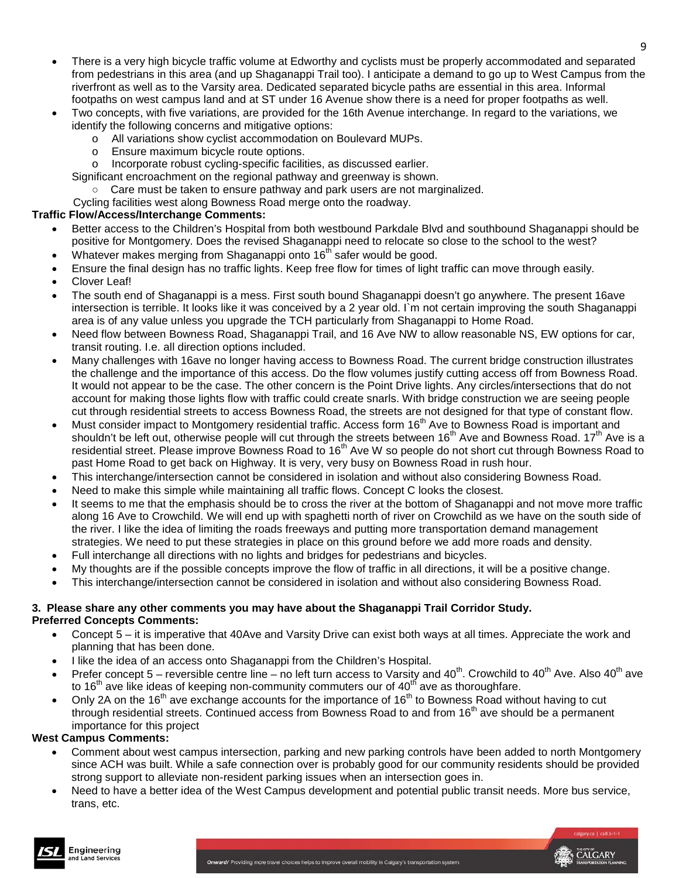- There is a very high bicycle traffic volume at Edworthy and cyclists must be properly accommodated and separated from pedestrians in this area (and up Shaganappi Trail too). I anticipate a demand to go up to West Campus from the riverfront as well as to the Varsity area. Dedicated separated bicycle paths are essential in this area. Informal footpaths on west campus land and at ST under 16 Avenue show there is a need for proper footpaths as well.
- Two concepts, with five variations, are provided for the 16th Avenue interchange. In regard to the variations, we identify the following concerns and mitigative options:
  - All variations show cyclist accommodation on Boulevard MUPs.
  - Ensure maximum bicycle route options.
  - Incorporate robust cycling-specific facilities, as discussed earlier.

  Significant encroachment on the regional pathway and greenway is shown.
  - Care must be taken to ensure pathway and park users are not marginalized.

  Cycling facilities west along Bowness Road merge onto the roadway.

**Traffic Flow/Access/Interchange Comments:**

- Better access to the Children's Hospital from both westbound Parkdale Blvd and southbound Shaganappi should be positive for Montgomery. Does the revised Shaganappi need to relocate so close to the school to the west?
- Whatever makes merging from Shaganappi onto 16th safer would be good.
- Ensure the final design has no traffic lights. Keep free flow for times of light traffic can move through easily.
- Clover Leaf!
- The south end of Shaganappi is a mess. First south bound Shaganappi doesn't go anywhere. The present 16ave intersection is terrible. It looks like it was conceived by a 2 year old. I`m not certain improving the south Shaganappi area is of any value unless you upgrade the TCH particularly from Shaganappi to Home Road.
- Need flow between Bowness Road, Shaganappi Trail, and 16 Ave NW to allow reasonable NS, EW options for car, transit routing. I.e. all direction options included.
- Many challenges with 16ave no longer having access to Bowness Road. The current bridge construction illustrates the challenge and the importance of this access. Do the flow volumes justify cutting access off from Bowness Road. It would not appear to be the case. The other concern is the Point Drive lights. Any circles/intersections that do not account for making those lights flow with traffic could create snarls. With bridge construction we are seeing people cut through residential streets to access Bowness Road, the streets are not designed for that type of constant flow.
- Must consider impact to Montgomery residential traffic. Access form 16th Ave to Bowness Road is important and shouldn't be left out, otherwise people will cut through the streets between 16th Ave and Bowness Road. 17th Ave is a residential street. Please improve Bowness Road to 16th Ave W so people do not short cut through Bowness Road to past Home Road to get back on Highway. It is very, very busy on Bowness Road in rush hour.
- This interchange/intersection cannot be considered in isolation and without also considering Bowness Road.
- Need to make this simple while maintaining all traffic flows. Concept C looks the closest.
- It seems to me that the emphasis should be to cross the river at the bottom of Shaganappi and not move more traffic along 16 Ave to Crowchild. We will end up with spaghetti north of river on Crowchild as we have on the south side of the river. I like the idea of limiting the roads freeways and putting more transportation demand management strategies. We need to put these strategies in place on this ground before we add more roads and density.
- Full interchange all directions with no lights and bridges for pedestrians and bicycles.
- My thoughts are if the possible concepts improve the flow of traffic in all directions, it will be a positive change.
- This interchange/intersection cannot be considered in isolation and without also considering Bowness Road.

**3. Please share any other comments you may have about the Shaganappi Trail Corridor Study.**

**Preferred Concepts Comments:**

- Concept 5 – it is imperative that 40Ave and Varsity Drive can exist both ways at all times. Appreciate the work and planning that has been done.
- I like the idea of an access onto Shaganappi from the Children's Hospital.
- Prefer concept 5 – reversible centre line – no left turn access to Varsity and 40th. Crowchild to 40th Ave. Also 40th ave to 16th ave like ideas of keeping non-community commuters our of 40th ave as thoroughfare.
- Only 2A on the 16th ave exchange accounts for the importance of 16th to Bowness Road without having to cut through residential streets. Continued access from Bowness Road to and from 16th ave should be a permanent importance for this project

**West Campus Comments:**

- Comment about west campus intersection, parking and new parking controls have been added to north Montgomery since ACH was built. While a safe connection over is probably good for our community residents should be provided strong support to alleviate non-resident parking issues when an intersection goes in.
- Need to have a better idea of the West Campus development and potential public transit needs. More bus service, trans, etc.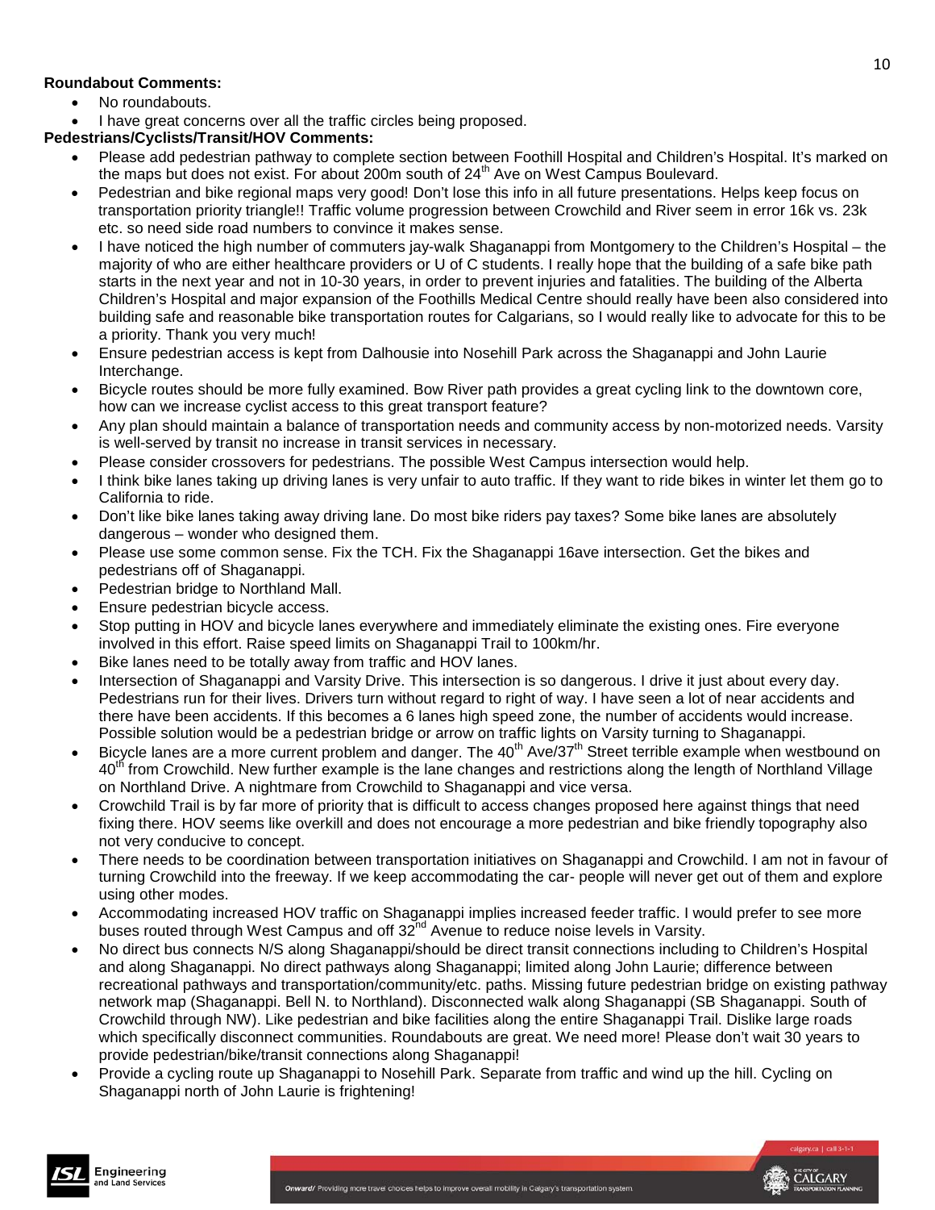**Roundabout Comments:**

- No roundabouts.
- I have great concerns over all the traffic circles being proposed.

**Pedestrians/Cyclists/Transit/HOV Comments:**

- Please add pedestrian pathway to complete section between Foothill Hospital and Children's Hospital. It's marked on the maps but does not exist. For about 200m south of 24th Ave on West Campus Boulevard.
- Pedestrian and bike regional maps very good! Don't lose this info in all future presentations. Helps keep focus on transportation priority triangle!! Traffic volume progression between Crowchild and River seem in error 16k vs. 23k etc. so need side road numbers to convince it makes sense.
- I have noticed the high number of commuters jay-walk Shaganappi from Montgomery to the Children's Hospital – the majority of who are either healthcare providers or U of C students. I really hope that the building of a safe bike path starts in the next year and not in 10-30 years, in order to prevent injuries and fatalities. The building of the Alberta Children's Hospital and major expansion of the Foothills Medical Centre should really have been also considered into building safe and reasonable bike transportation routes for Calgarians, so I would really like to advocate for this to be a priority. Thank you very much!
- Ensure pedestrian access is kept from Dalhousie into Nosehill Park across the Shaganappi and John Laurie Interchange.
- Bicycle routes should be more fully examined. Bow River path provides a great cycling link to the downtown core, how can we increase cyclist access to this great transport feature?
- Any plan should maintain a balance of transportation needs and community access by non-motorized needs. Varsity is well-served by transit no increase in transit services in necessary.
- Please consider crossovers for pedestrians. The possible West Campus intersection would help.
- I think bike lanes taking up driving lanes is very unfair to auto traffic. If they want to ride bikes in winter let them go to California to ride.
- Don't like bike lanes taking away driving lane. Do most bike riders pay taxes? Some bike lanes are absolutely dangerous – wonder who designed them.
- Please use some common sense. Fix the TCH. Fix the Shaganappi 16ave intersection. Get the bikes and pedestrians off of Shaganappi.
- Pedestrian bridge to Northland Mall.
- Ensure pedestrian bicycle access.
- Stop putting in HOV and bicycle lanes everywhere and immediately eliminate the existing ones. Fire everyone involved in this effort. Raise speed limits on Shaganappi Trail to 100km/hr.
- Bike lanes need to be totally away from traffic and HOV lanes.
- Intersection of Shaganappi and Varsity Drive. This intersection is so dangerous. I drive it just about every day. Pedestrians run for their lives. Drivers turn without regard to right of way. I have seen a lot of near accidents and there have been accidents. If this becomes a 6 lanes high speed zone, the number of accidents would increase. Possible solution would be a pedestrian bridge or arrow on traffic lights on Varsity turning to Shaganappi.
- Bicycle lanes are a more current problem and danger. The 40th Ave/37th Street terrible example when westbound on 40th from Crowchild. New further example is the lane changes and restrictions along the length of Northland Village on Northland Drive. A nightmare from Crowchild to Shaganappi and vice versa.
- Crowchild Trail is by far more of priority that is difficult to access changes proposed here against things that need fixing there. HOV seems like overkill and does not encourage a more pedestrian and bike friendly topography also not very conducive to concept.
- There needs to be coordination between transportation initiatives on Shaganappi and Crowchild. I am not in favour of turning Crowchild into the freeway. If we keep accommodating the car- people will never get out of them and explore using other modes.
- Accommodating increased HOV traffic on Shaganappi implies increased feeder traffic. I would prefer to see more buses routed through West Campus and off 32nd Avenue to reduce noise levels in Varsity.
- No direct bus connects N/S along Shaganappi/should be direct transit connections including to Children's Hospital and along Shaganappi. No direct pathways along Shaganappi; limited along John Laurie; difference between recreational pathways and transportation/community/etc. paths. Missing future pedestrian bridge on existing pathway network map (Shaganappi. Bell N. to Northland). Disconnected walk along Shaganappi (SB Shaganappi. South of Crowchild through NW). Like pedestrian and bike facilities along the entire Shaganappi Trail. Dislike large roads which specifically disconnect communities. Roundabouts are great. We need more! Please don't wait 30 years to provide pedestrian/bike/transit connections along Shaganappi!
- Provide a cycling route up Shaganappi to Nosehill Park. Separate from traffic and wind up the hill. Cycling on Shaganappi north of John Laurie is frightening!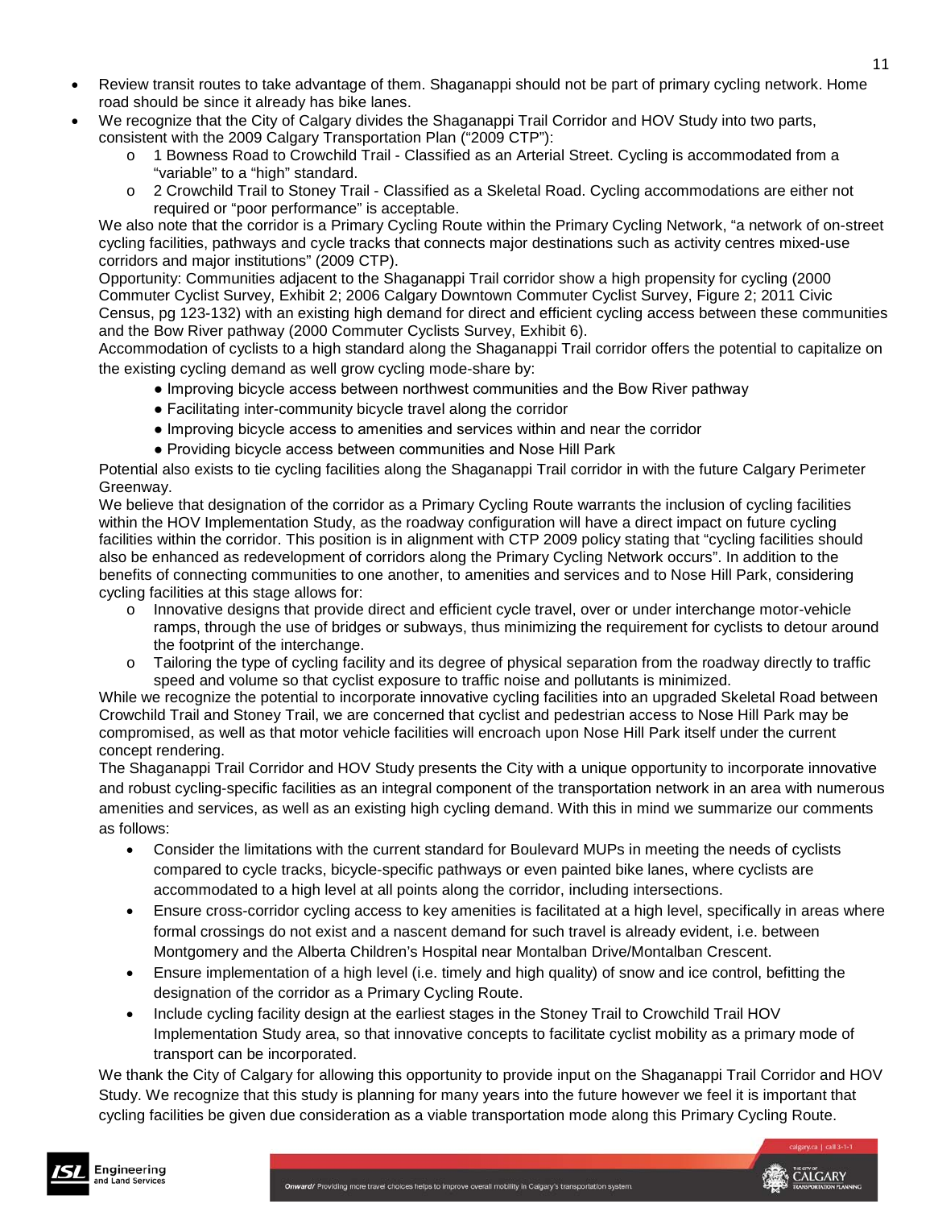- Review transit routes to take advantage of them. Shaganappi should not be part of primary cycling network. Home road should be since it already has bike lanes.
- We recognize that the City of Calgary divides the Shaganappi Trail Corridor and HOV Study into two parts, consistent with the 2009 Calgary Transportation Plan ("2009 CTP"):
  - 1 Bowness Road to Crowchild Trail - Classified as an Arterial Street. Cycling is accommodated from a "variable" to a "high" standard.
  - 2 Crowchild Trail to Stoney Trail - Classified as a Skeletal Road. Cycling accommodations are either not required or "poor performance" is acceptable.

  We also note that the corridor is a Primary Cycling Route within the Primary Cycling Network, "a network of on-street cycling facilities, pathways and cycle tracks that connects major destinations such as activity centres mixed-use corridors and major institutions" (2009 CTP).

  Opportunity: Communities adjacent to the Shaganappi Trail corridor show a high propensity for cycling (2000 Commuter Cyclist Survey, Exhibit 2; 2006 Calgary Downtown Commuter Cyclist Survey, Figure 2; 2011 Civic Census, pg 123-132) with an existing high demand for direct and efficient cycling access between these communities and the Bow River pathway (2000 Commuter Cyclists Survey, Exhibit 6).

  Accommodation of cyclists to a high standard along the Shaganappi Trail corridor offers the potential to capitalize on the existing cycling demand as well grow cycling mode-share by:
  - Improving bicycle access between northwest communities and the Bow River pathway
  - Facilitating inter-community bicycle travel along the corridor
  - Improving bicycle access to amenities and services within and near the corridor
  - Providing bicycle access between communities and Nose Hill Park

  Potential also exists to tie cycling facilities along the Shaganappi Trail corridor in with the future Calgary Perimeter Greenway.

  We believe that designation of the corridor as a Primary Cycling Route warrants the inclusion of cycling facilities within the HOV Implementation Study, as the roadway configuration will have a direct impact on future cycling facilities within the corridor. This position is in alignment with CTP 2009 policy stating that "cycling facilities should also be enhanced as redevelopment of corridors along the Primary Cycling Network occurs". In addition to the benefits of connecting communities to one another, to amenities and services and to Nose Hill Park, considering cycling facilities at this stage allows for:
  - Innovative designs that provide direct and efficient cycle travel, over or under interchange motor-vehicle ramps, through the use of bridges or subways, thus minimizing the requirement for cyclists to detour around the footprint of the interchange.
  - Tailoring the type of cycling facility and its degree of physical separation from the roadway directly to traffic speed and volume so that cyclist exposure to traffic noise and pollutants is minimized.

  While we recognize the potential to incorporate innovative cycling facilities into an upgraded Skeletal Road between Crowchild Trail and Stoney Trail, we are concerned that cyclist and pedestrian access to Nose Hill Park may be compromised, as well as that motor vehicle facilities will encroach upon Nose Hill Park itself under the current concept rendering.

  The Shaganappi Trail Corridor and HOV Study presents the City with a unique opportunity to incorporate innovative and robust cycling-specific facilities as an integral component of the transportation network in an area with numerous amenities and services, as well as an existing high cycling demand. With this in mind we summarize our comments as follows:
  - Consider the limitations with the current standard for Boulevard MUPs in meeting the needs of cyclists compared to cycle tracks, bicycle-specific pathways or even painted bike lanes, where cyclists are accommodated to a high level at all points along the corridor, including intersections.
  - Ensure cross-corridor cycling access to key amenities is facilitated at a high level, specifically in areas where formal crossings do not exist and a nascent demand for such travel is already evident, i.e. between Montgomery and the Alberta Children's Hospital near Montalban Drive/Montalban Crescent.
  - Ensure implementation of a high level (i.e. timely and high quality) of snow and ice control, befitting the designation of the corridor as a Primary Cycling Route.
  - Include cycling facility design at the earliest stages in the Stoney Trail to Crowchild Trail HOV Implementation Study area, so that innovative concepts to facilitate cyclist mobility as a primary mode of transport can be incorporated.

  We thank the City of Calgary for allowing this opportunity to provide input on the Shaganappi Trail Corridor and HOV Study. We recognize that this study is planning for many years into the future however we feel it is important that cycling facilities be given due consideration as a viable transportation mode along this Primary Cycling Route.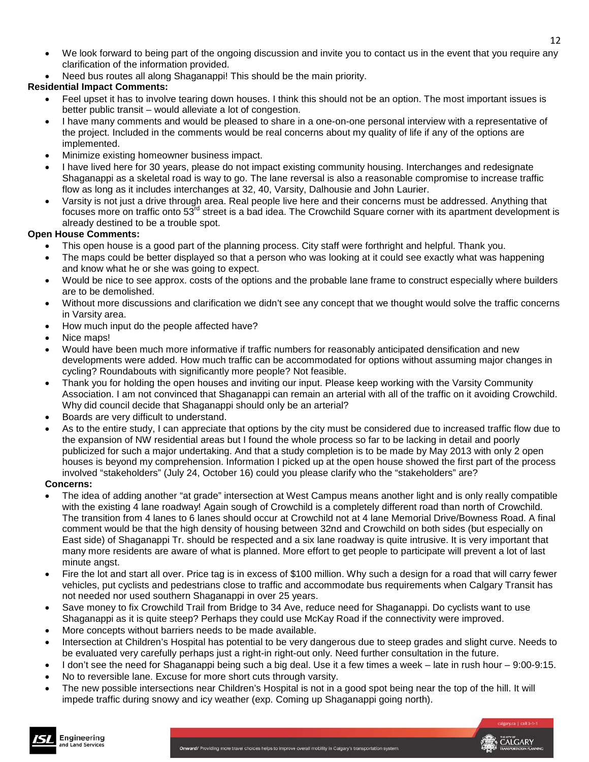- We look forward to being part of the ongoing discussion and invite you to contact us in the event that you require any clarification of the information provided.
- Need bus routes all along Shaganappi! This should be the main priority.

**Residential Impact Comments:**

- Feel upset it has to involve tearing down houses. I think this should not be an option. The most important issues is better public transit – would alleviate a lot of congestion.
- I have many comments and would be pleased to share in a one-on-one personal interview with a representative of the project. Included in the comments would be real concerns about my quality of life if any of the options are implemented.
- Minimize existing homeowner business impact.
- I have lived here for 30 years, please do not impact existing community housing. Interchanges and redesignate Shaganappi as a skeletal road is way to go. The lane reversal is also a reasonable compromise to increase traffic flow as long as it includes interchanges at 32, 40, Varsity, Dalhousie and John Laurier.
- Varsity is not just a drive through area. Real people live here and their concerns must be addressed. Anything that focuses more on traffic onto 53rd street is a bad idea. The Crowchild Square corner with its apartment development is already destined to be a trouble spot.

**Open House Comments:**

- This open house is a good part of the planning process. City staff were forthright and helpful. Thank you.
- The maps could be better displayed so that a person who was looking at it could see exactly what was happening and know what he or she was going to expect.
- Would be nice to see approx. costs of the options and the probable lane frame to construct especially where builders are to be demolished.
- Without more discussions and clarification we didn't see any concept that we thought would solve the traffic concerns in Varsity area.
- How much input do the people affected have?
- Nice maps!
- Would have been much more informative if traffic numbers for reasonably anticipated densification and new developments were added. How much traffic can be accommodated for options without assuming major changes in cycling? Roundabouts with significantly more people? Not feasible.
- Thank you for holding the open houses and inviting our input. Please keep working with the Varsity Community Association. I am not convinced that Shaganappi can remain an arterial with all of the traffic on it avoiding Crowchild. Why did council decide that Shaganappi should only be an arterial?
- Boards are very difficult to understand.
- As to the entire study, I can appreciate that options by the city must be considered due to increased traffic flow due to the expansion of NW residential areas but I found the whole process so far to be lacking in detail and poorly publicized for such a major undertaking. And that a study completion is to be made by May 2013 with only 2 open houses is beyond my comprehension. Information I picked up at the open house showed the first part of the process involved "stakeholders" (July 24, October 16) could you please clarify who the "stakeholders" are?

**Concerns:**

- The idea of adding another "at grade" intersection at West Campus means another light and is only really compatible with the existing 4 lane roadway! Again sough of Crowchild is a completely different road than north of Crowchild. The transition from 4 lanes to 6 lanes should occur at Crowchild not at 4 lane Memorial Drive/Bowness Road. A final comment would be that the high density of housing between 32nd and Crowchild on both sides (but especially on East side) of Shaganappi Tr. should be respected and a six lane roadway is quite intrusive. It is very important that many more residents are aware of what is planned. More effort to get people to participate will prevent a lot of last minute angst.
- Fire the lot and start all over. Price tag is in excess of $100 million. Why such a design for a road that will carry fewer vehicles, put cyclists and pedestrians close to traffic and accommodate bus requirements when Calgary Transit has not needed nor used southern Shaganappi in over 25 years.
- Save money to fix Crowchild Trail from Bridge to 34 Ave, reduce need for Shaganappi. Do cyclists want to use Shaganappi as it is quite steep? Perhaps they could use McKay Road if the connectivity were improved.
- More concepts without barriers needs to be made available.
- Intersection at Children's Hospital has potential to be very dangerous due to steep grades and slight curve. Needs to be evaluated very carefully perhaps just a right-in right-out only. Need further consultation in the future.
- I don't see the need for Shaganappi being such a big deal. Use it a few times a week – late in rush hour – 9:00-9:15.
- No to reversible lane. Excuse for more short cuts through varsity.
- The new possible intersections near Children's Hospital is not in a good spot being near the top of the hill. It will impede traffic during snowy and icy weather (exp. Coming up Shaganappi going north).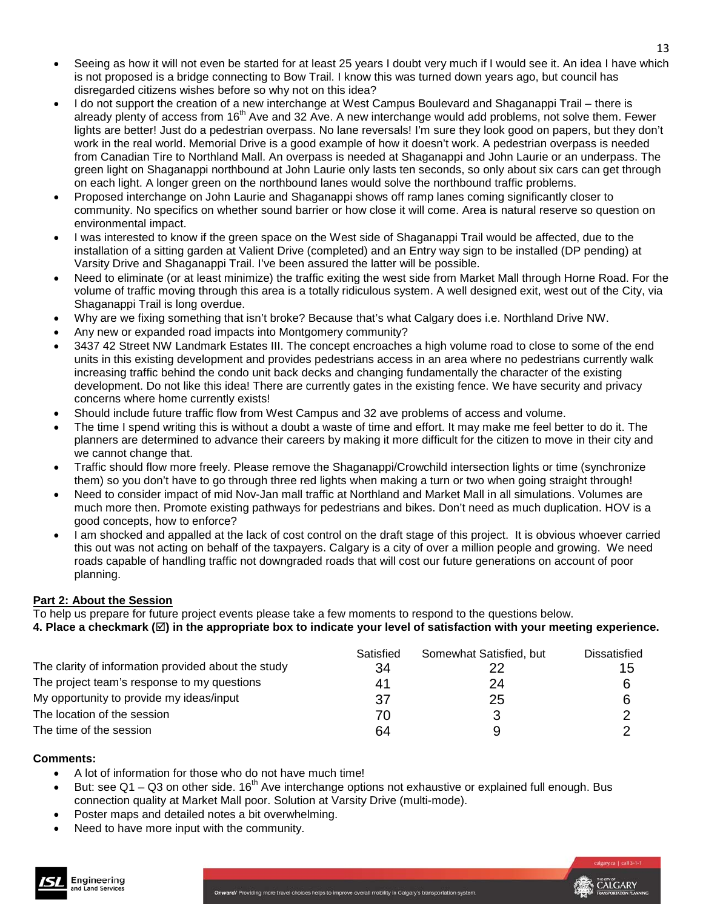- Seeing as how it will not even be started for at least 25 years I doubt very much if I would see it. An idea I have which is not proposed is a bridge connecting to Bow Trail. I know this was turned down years ago, but council has disregarded citizens wishes before so why not on this idea?
- I do not support the creation of a new interchange at West Campus Boulevard and Shaganappi Trail – there is already plenty of access from 16th Ave and 32 Ave. A new interchange would add problems, not solve them. Fewer lights are better! Just do a pedestrian overpass. No lane reversals! I'm sure they look good on papers, but they don't work in the real world. Memorial Drive is a good example of how it doesn't work. A pedestrian overpass is needed from Canadian Tire to Northland Mall. An overpass is needed at Shaganappi and John Laurie or an underpass. The green light on Shaganappi northbound at John Laurie only lasts ten seconds, so only about six cars can get through on each light. A longer green on the northbound lanes would solve the northbound traffic problems.
- Proposed interchange on John Laurie and Shaganappi shows off ramp lanes coming significantly closer to community. No specifics on whether sound barrier or how close it will come. Area is natural reserve so question on environmental impact.
- I was interested to know if the green space on the West side of Shaganappi Trail would be affected, due to the installation of a sitting garden at Valient Drive (completed) and an Entry way sign to be installed (DP pending) at Varsity Drive and Shaganappi Trail. I've been assured the latter will be possible.
- Need to eliminate (or at least minimize) the traffic exiting the west side from Market Mall through Horne Road. For the volume of traffic moving through this area is a totally ridiculous system. A well designed exit, west out of the City, via Shaganappi Trail is long overdue.
- Why are we fixing something that isn't broke? Because that's what Calgary does i.e. Northland Drive NW.
- Any new or expanded road impacts into Montgomery community?
- 3437 42 Street NW Landmark Estates III. The concept encroaches a high volume road to close to some of the end units in this existing development and provides pedestrians access in an area where no pedestrians currently walk increasing traffic behind the condo unit back decks and changing fundamentally the character of the existing development. Do not like this idea! There are currently gates in the existing fence. We have security and privacy concerns where home currently exists!
- Should include future traffic flow from West Campus and 32 ave problems of access and volume.
- The time I spend writing this is without a doubt a waste of time and effort. It may make me feel better to do it. The planners are determined to advance their careers by making it more difficult for the citizen to move in their city and we cannot change that.
- Traffic should flow more freely. Please remove the Shaganappi/Crowchild intersection lights or time (synchronize them) so you don't have to go through three red lights when making a turn or two when going straight through!
- Need to consider impact of mid Nov-Jan mall traffic at Northland and Market Mall in all simulations. Volumes are much more then. Promote existing pathways for pedestrians and bikes. Don't need as much duplication. HOV is a good concepts, how to enforce?
- I am shocked and appalled at the lack of cost control on the draft stage of this project. It is obvious whoever carried this out was not acting on behalf of the taxpayers. Calgary is a city of over a million people and growing. We need roads capable of handling traffic not downgraded roads that will cost our future generations on account of poor planning.

**Part 2: About the Session**

To help us prepare for future project events please take a few moments to respond to the questions below.

**4. Place a checkmark (☑) in the appropriate box to indicate your level of satisfaction with your meeting experience.**

| | Satisfied | Somewhat Satisfied, but | Dissatisfied |
|---|---|---|---|
| The clarity of information provided about the study | 34 | 22 | 15 |
| The project team's response to my questions | 41 | 24 | 6 |
| My opportunity to provide my ideas/input | 37 | 25 | 6 |
| The location of the session | 70 | 3 | 2 |
| The time of the session | 64 | 9 | 2 |

**Comments:**

- A lot of information for those who do not have much time!
- But: see Q1 – Q3 on other side. 16th Ave interchange options not exhaustive or explained full enough. Bus connection quality at Market Mall poor. Solution at Varsity Drive (multi-mode).
- Poster maps and detailed notes a bit overwhelming.
- Need to have more input with the community.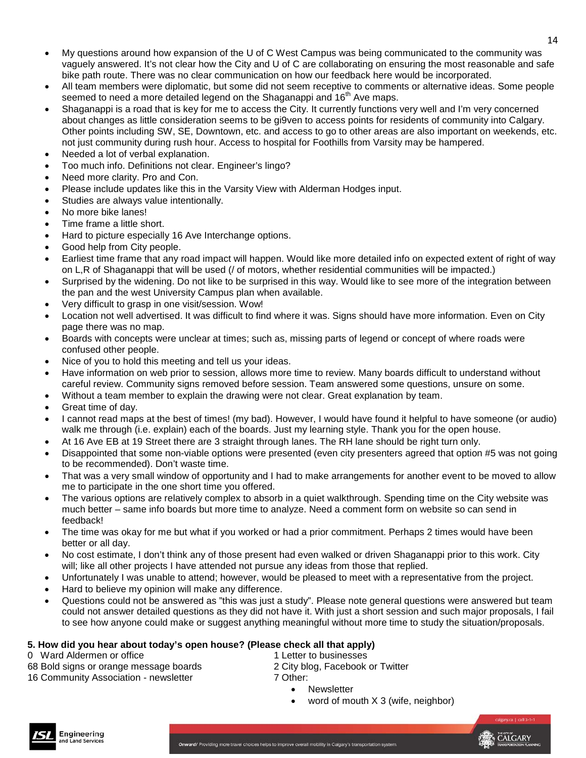- My questions around how expansion of the U of C West Campus was being communicated to the community was vaguely answered. It's not clear how the City and U of C are collaborating on ensuring the most reasonable and safe bike path route. There was no clear communication on how our feedback here would be incorporated.
- All team members were diplomatic, but some did not seem receptive to comments or alternative ideas. Some people seemed to need a more detailed legend on the Shaganappi and 16th Ave maps.
- Shaganappi is a road that is key for me to access the City. It currently functions very well and I'm very concerned about changes as little consideration seems to be gi9ven to access points for residents of community into Calgary. Other points including SW, SE, Downtown, etc. and access to go to other areas are also important on weekends, etc. not just community during rush hour. Access to hospital for Foothills from Varsity may be hampered.
- Needed a lot of verbal explanation.
- Too much info. Definitions not clear. Engineer's lingo?
- Need more clarity. Pro and Con.
- Please include updates like this in the Varsity View with Alderman Hodges input.
- Studies are always value intentionally.
- No more bike lanes!
- Time frame a little short.
- Hard to picture especially 16 Ave Interchange options.
- Good help from City people.
- Earliest time frame that any road impact will happen. Would like more detailed info on expected extent of right of way on L,R of Shaganappi that will be used (/ of motors, whether residential communities will be impacted.)
- Surprised by the widening. Do not like to be surprised in this way. Would like to see more of the integration between the pan and the west University Campus plan when available.
- Very difficult to grasp in one visit/session. Wow!
- Location not well advertised. It was difficult to find where it was. Signs should have more information. Even on City page there was no map.
- Boards with concepts were unclear at times; such as, missing parts of legend or concept of where roads were confused other people.
- Nice of you to hold this meeting and tell us your ideas.
- Have information on web prior to session, allows more time to review. Many boards difficult to understand without careful review. Community signs removed before session. Team answered some questions, unsure on some.
- Without a team member to explain the drawing were not clear. Great explanation by team.
- Great time of day.
- I cannot read maps at the best of times! (my bad). However, I would have found it helpful to have someone (or audio) walk me through (i.e. explain) each of the boards. Just my learning style. Thank you for the open house.
- At 16 Ave EB at 19 Street there are 3 straight through lanes. The RH lane should be right turn only.
- Disappointed that some non-viable options were presented (even city presenters agreed that option #5 was not going to be recommended). Don't waste time.
- That was a very small window of opportunity and I had to make arrangements for another event to be moved to allow me to participate in the one short time you offered.
- The various options are relatively complex to absorb in a quiet walkthrough. Spending time on the City website was much better – same info boards but more time to analyze. Need a comment form on website so can send in feedback!
- The time was okay for me but what if you worked or had a prior commitment. Perhaps 2 times would have been better or all day.
- No cost estimate, I don't think any of those present had even walked or driven Shaganappi prior to this work. City will; like all other projects I have attended not pursue any ideas from those that replied.
- Unfortunately I was unable to attend; however, would be pleased to meet with a representative from the project.
- Hard to believe my opinion will make any difference.
- Questions could not be answered as "this was just a study". Please note general questions were answered but team could not answer detailed questions as they did not have it. With just a short session and such major proposals, I fail to see how anyone could make or suggest anything meaningful without more time to study the situation/proposals.

**5. How did you hear about today's open house? (Please check all that apply)**

0 Ward Aldermen or office
68 Bold signs or orange message boards
16 Community Association - newsletter
1 Letter to businesses
2 City blog, Facebook or Twitter
7 Other:

- Newsletter
- word of mouth X 3 (wife, neighbor)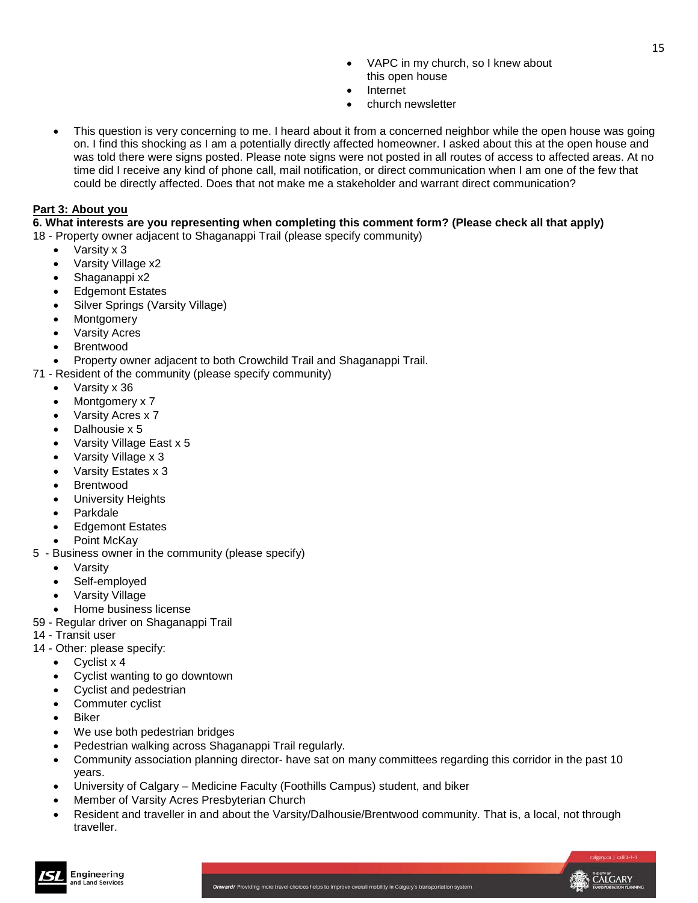- VAPC in my church, so I knew about this open house
- Internet
- church newsletter

- This question is very concerning to me. I heard about it from a concerned neighbor while the open house was going on. I find this shocking as I am a potentially directly affected homeowner. I asked about this at the open house and was told there were signs posted. Please note signs were not posted in all routes of access to affected areas. At no time did I receive any kind of phone call, mail notification, or direct communication when I am one of the few that could be directly affected. Does that not make me a stakeholder and warrant direct communication?

**Part 3: About you**

**6. What interests are you representing when completing this comment form? (Please check all that apply)**

18 - Property owner adjacent to Shaganappi Trail (please specify community)

- Varsity x 3
- Varsity Village x2
- Shaganappi x2
- Edgemont Estates
- Silver Springs (Varsity Village)
- Montgomery
- Varsity Acres
- Brentwood
- Property owner adjacent to both Crowchild Trail and Shaganappi Trail.

71 - Resident of the community (please specify community)

- Varsity x 36
- Montgomery x 7
- Varsity Acres x 7
- Dalhousie x 5
- Varsity Village East x 5
- Varsity Village x 3
- Varsity Estates x 3
- Brentwood
- University Heights
- Parkdale
- Edgemont Estates
- Point McKay

5 - Business owner in the community (please specify)

- Varsity
- Self-employed
- Varsity Village
- Home business license

59 - Regular driver on Shaganappi Trail

14 - Transit user

14 - Other: please specify:

- Cyclist x 4
- Cyclist wanting to go downtown
- Cyclist and pedestrian
- Commuter cyclist
- Biker
- We use both pedestrian bridges
- Pedestrian walking across Shaganappi Trail regularly.
- Community association planning director- have sat on many committees regarding this corridor in the past 10 years.
- University of Calgary – Medicine Faculty (Foothills Campus) student, and biker
- Member of Varsity Acres Presbyterian Church
- Resident and traveller in and about the Varsity/Dalhousie/Brentwood community. That is, a local, not through traveller.